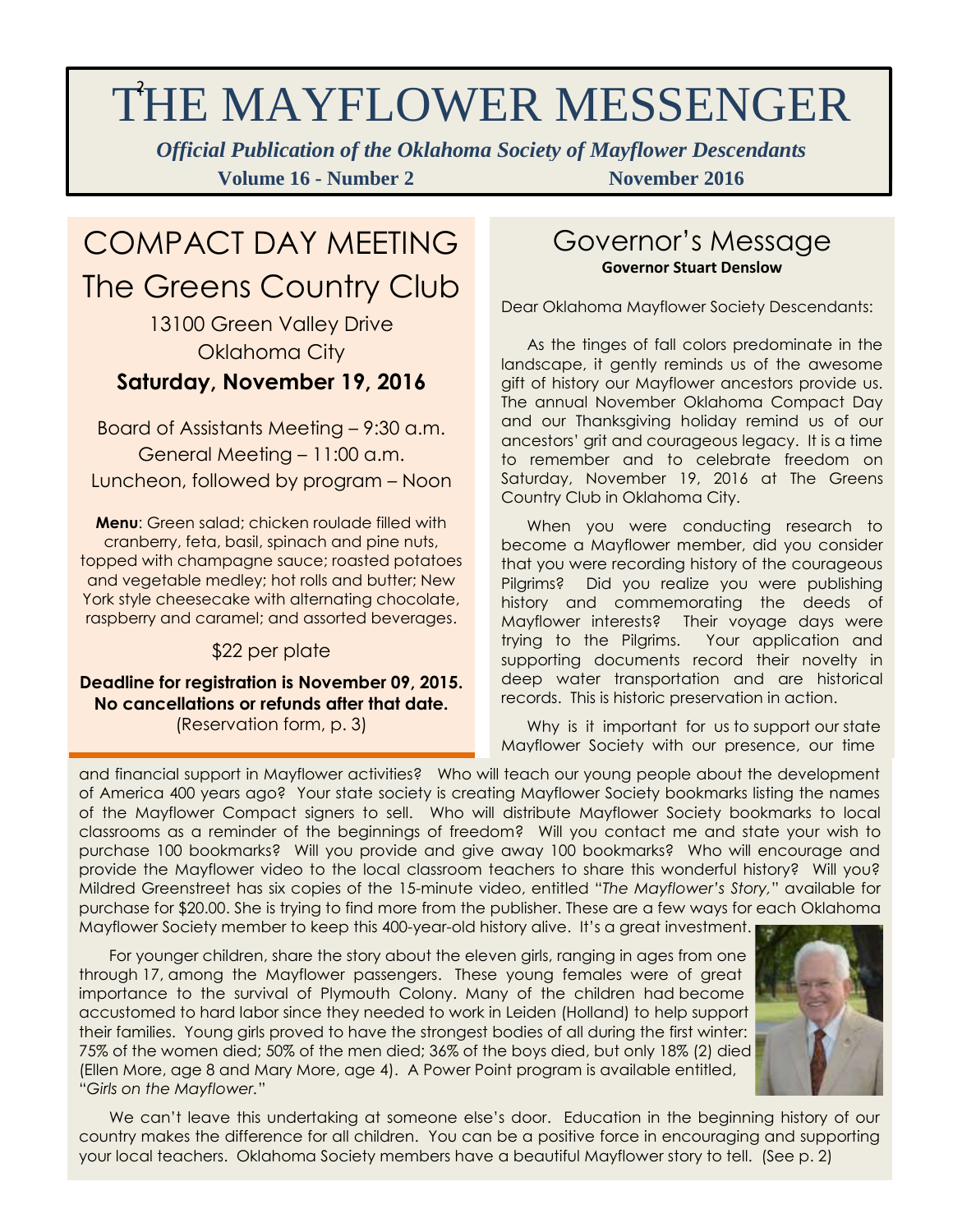# THE MAYFLOWER MESSENGER

***Official Publication of the Oklahoma Society of Mayflower Descendants***

**Volume 16 - Number 2** **November 2016**

## COMPACT DAY MEETING

## The Greens Country Club

13100 Green Valley Drive

Oklahoma City

**Saturday, November 19, 2016**

Board of Assistants Meeting – 9:30 a.m.

General Meeting – 11:00 a.m.

Luncheon, followed by program – Noon

**Menu**: Green salad; chicken roulade filled with cranberry, feta, basil, spinach and pine nuts, topped with champagne sauce; roasted potatoes and vegetable medley; hot rolls and butter; New York style cheesecake with alternating chocolate, raspberry and caramel; and assorted beverages.

$22 per plate

**Deadline for registration is November 09, 2015. No cancellations or refunds after that date.**

(Reservation form, p. 3)

## Governor's Message

**Governor Stuart Denslow**

Dear Oklahoma Mayflower Society Descendants:

As the tinges of fall colors predominate in the landscape, it gently reminds us of the awesome gift of history our Mayflower ancestors provide us. The annual November Oklahoma Compact Day and our Thanksgiving holiday remind us of our ancestors' grit and courageous legacy. It is a time to remember and to celebrate freedom on Saturday, November 19, 2016 at The Greens Country Club in Oklahoma City.

When you were conducting research to become a Mayflower member, did you consider that you were recording history of the courageous Pilgrims? Did you realize you were publishing history and commemorating the deeds of Mayflower interests? Their voyage days were trying to the Pilgrims. Your application and supporting documents record their novelty in deep water transportation and are historical records. This is historic preservation in action.

Why is it important for us to support our state Mayflower Society with our presence, our time and financial support in Mayflower activities? Who will teach our young people about the development of America 400 years ago? Your state society is creating Mayflower Society bookmarks listing the names of the Mayflower Compact signers to sell. Who will distribute Mayflower Society bookmarks to local classrooms as a reminder of the beginnings of freedom? Will you contact me and state your wish to purchase 100 bookmarks? Will you provide and give away 100 bookmarks? Who will encourage and provide the Mayflower video to the local classroom teachers to share this wonderful history? Will you? Mildred Greenstreet has six copies of the 15-minute video, entitled "*The Mayflower's Story,*" available for purchase for $20.00. She is trying to find more from the publisher. These are a few ways for each Oklahoma Mayflower Society member to keep this 400-year-old history alive. It's a great investment.

For younger children, share the story about the eleven girls, ranging in ages from one through 17, among the Mayflower passengers. These young females were of great importance to the survival of Plymouth Colony. Many of the children had become accustomed to hard labor since they needed to work in Leiden (Holland) to help support their families. Young girls proved to have the strongest bodies of all during the first winter: 75% of the women died; 50% of the men died; 36% of the boys died, but only 18% (2) died (Ellen More, age 8 and Mary More, age 4). A Power Point program is available entitled, "*Girls on the Mayflower.*"

We can't leave this undertaking at someone else's door. Education in the beginning history of our country makes the difference for all children. You can be a positive force in encouraging and supporting your local teachers. Oklahoma Society members have a beautiful Mayflower story to tell. (See p. 2)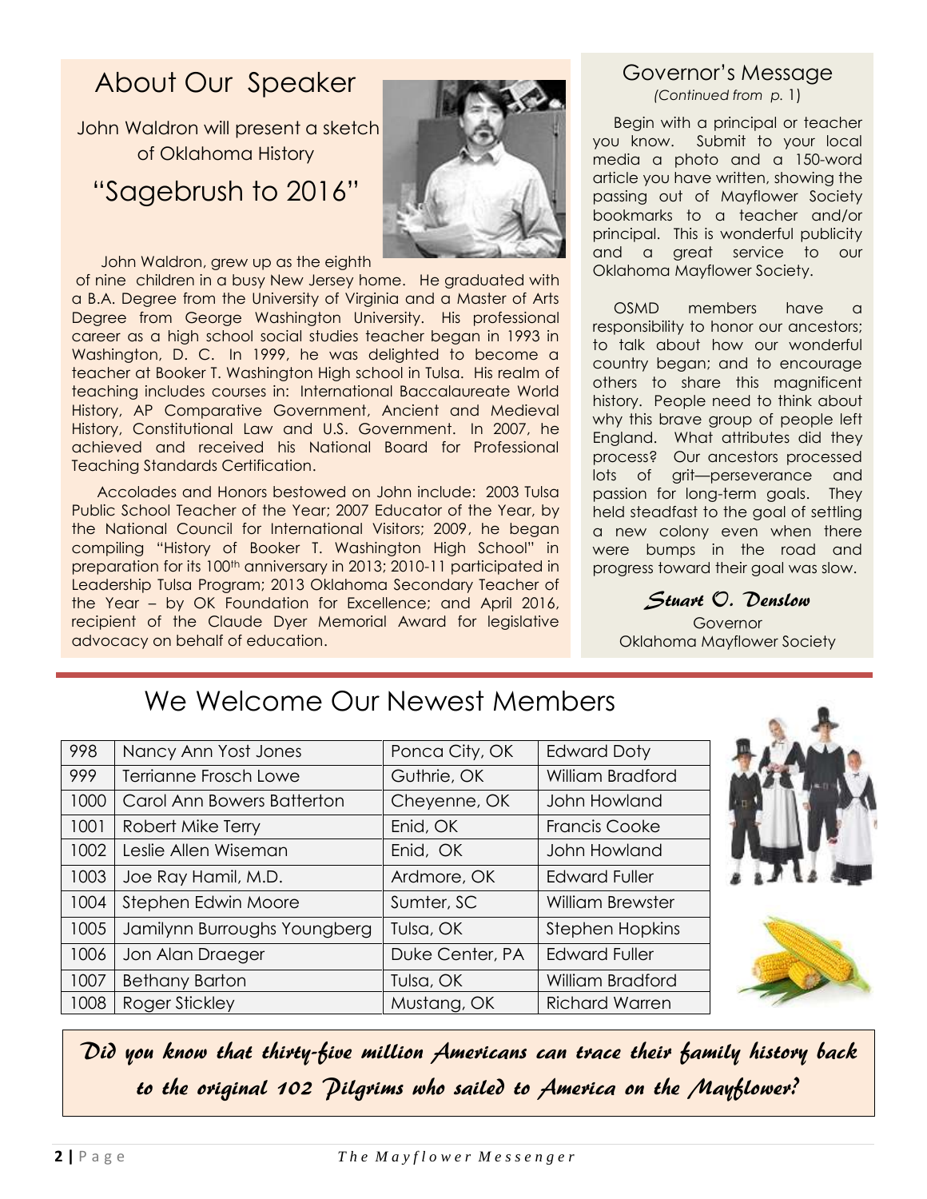## About Our Speaker

John Waldron will present a sketch of Oklahoma History

### "Sagebrush to 2016"

John Waldron, grew up as the eighth of nine children in a busy New Jersey home. He graduated with a B.A. Degree from the University of Virginia and a Master of Arts Degree from George Washington University. His professional career as a high school social studies teacher began in 1993 in Washington, D. C. In 1999, he was delighted to become a teacher at Booker T. Washington High school in Tulsa. His realm of teaching includes courses in: International Baccalaureate World History, AP Comparative Government, Ancient and Medieval History, Constitutional Law and U.S. Government. In 2007, he achieved and received his National Board for Professional Teaching Standards Certification.

Accolades and Honors bestowed on John include: 2003 Tulsa Public School Teacher of the Year; 2007 Educator of the Year, by the National Council for International Visitors; 2009, he began compiling "History of Booker T. Washington High School" in preparation for its 100th anniversary in 2013; 2010-11 participated in Leadership Tulsa Program; 2013 Oklahoma Secondary Teacher of the Year – by OK Foundation for Excellence; and April 2016, recipient of the Claude Dyer Memorial Award for legislative advocacy on behalf of education.

## Governor's Message

*(Continued from p. 1)*

Begin with a principal or teacher you know. Submit to your local media a photo and a 150-word article you have written, showing the passing out of Mayflower Society bookmarks to a teacher and/or principal. This is wonderful publicity and a great service to our Oklahoma Mayflower Society.

OSMD members have a responsibility to honor our ancestors; to talk about how our wonderful country began; and to encourage others to share this magnificent history. People need to think about why this brave group of people left England. What attributes did they process? Our ancestors processed lots of grit—perseverance and passion for long-term goals. They held steadfast to the goal of settling a new colony even when there were bumps in the road and progress toward their goal was slow.

*Stuart O. Denslow*
Governor
Oklahoma Mayflower Society

## We Welcome Our Newest Members

| | | | |
|---|---|---|---|
| 998 | Nancy Ann Yost Jones | Ponca City, OK | Edward Doty |
| 999 | Terrianne Frosch Lowe | Guthrie, OK | William Bradford |
| 1000 | Carol Ann Bowers Batterton | Cheyenne, OK | John Howland |
| 1001 | Robert Mike Terry | Enid, OK | Francis Cooke |
| 1002 | Leslie Allen Wiseman | Enid, OK | John Howland |
| 1003 | Joe Ray Hamil, M.D. | Ardmore, OK | Edward Fuller |
| 1004 | Stephen Edwin Moore | Sumter, SC | William Brewster |
| 1005 | Jamilynn Burroughs Youngberg | Tulsa, OK | Stephen Hopkins |
| 1006 | Jon Alan Draeger | Duke Center, PA | Edward Fuller |
| 1007 | Bethany Barton | Tulsa, OK | William Bradford |
| 1008 | Roger Stickley | Mustang, OK | Richard Warren |

*Did you know that thirty-five million Americans can trace their family history back to the original 102 Pilgrims who sailed to America on the Mayflower?*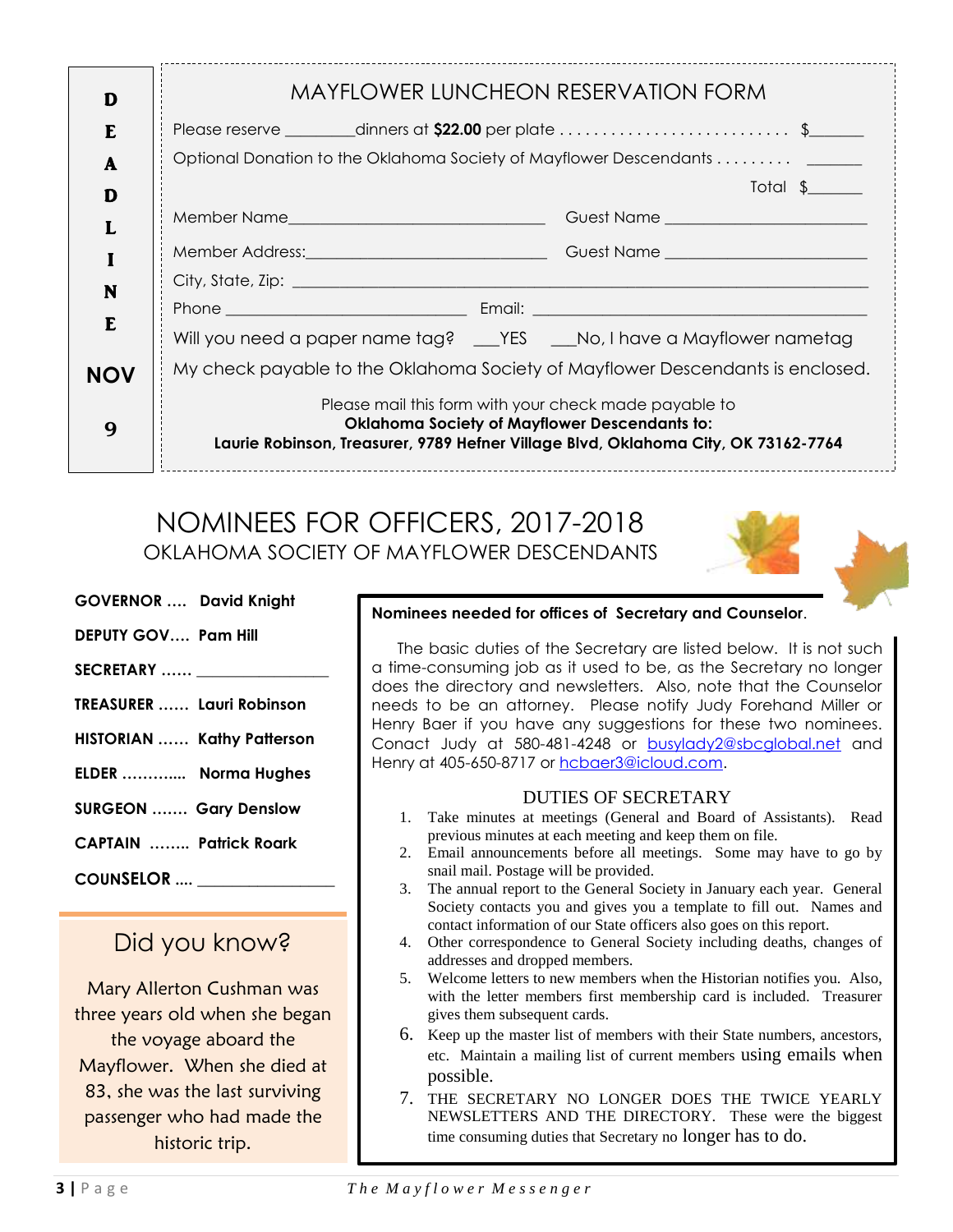**DEADLINE NOV 9**

## MAYFLOWER LUNCHEON RESERVATION FORM

Please reserve ________dinners at **$22.00** per plate . . . . . . . . . . . . . . . . . . . . . . . . . . $______

Optional Donation to the Oklahoma Society of Mayflower Descendants . . . . . . . . . ______

Total $______

Member Name______________________________ Guest Name ______________________

Member Address:___________________________ Guest Name ______________________

City, State, Zip: ______________________________________________________________

Phone ___________________________ Email: ______________________________________

Will you need a paper name tag? ___YES ___No, I have a Mayflower nametag

My check payable to the Oklahoma Society of Mayflower Descendants is enclosed.

Please mail this form with your check made payable to
**Oklahoma Society of Mayflower Descendants to:**
**Laurie Robinson, Treasurer, 9789 Hefner Village Blvd, Oklahoma City, OK 73162-7764**

# NOMINEES FOR OFFICERS, 2017-2018
## OKLAHOMA SOCIETY OF MAYFLOWER DESCENDANTS

**GOVERNOR …. David Knight**

**DEPUTY GOV…. Pam Hill**

**SECRETARY …… _______________**

**TREASURER …… Lauri Robinson**

**HISTORIAN …… Kathy Patterson**

**ELDER ………... Norma Hughes**

**SURGEON ……. Gary Denslow**

**CAPTAIN …….. Patrick Roark**

**COUNSELOR …. _______________**

**Nominees needed for offices of Secretary and Counselor.**

The basic duties of the Secretary are listed below. It is not such a time-consuming job as it used to be, as the Secretary no longer does the directory and newsletters. Also, note that the Counselor needs to be an attorney. Please notify Judy Forehand Miller or Henry Baer if you have any suggestions for these two nominees. Conact Judy at 580-481-4248 or busylady2@sbcglobal.net and Henry at 405-650-8717 or hcbaer3@icloud.com.

### DUTIES OF SECRETARY

1. Take minutes at meetings (General and Board of Assistants). Read previous minutes at each meeting and keep them on file.
2. Email announcements before all meetings. Some may have to go by snail mail. Postage will be provided.
3. The annual report to the General Society in January each year. General Society contacts you and gives you a template to fill out. Names and contact information of our State officers also goes on this report.
4. Other correspondence to General Society including deaths, changes of addresses and dropped members.
5. Welcome letters to new members when the Historian notifies you. Also, with the letter members first membership card is included. Treasurer gives them subsequent cards.
6. Keep up the master list of members with their State numbers, ancestors, etc. Maintain a mailing list of current members using emails when possible.
7. THE SECRETARY NO LONGER DOES THE TWICE YEARLY NEWSLETTERS AND THE DIRECTORY. These were the biggest time consuming duties that Secretary no longer has to do.

## Did you know?

Mary Allerton Cushman was three years old when she began the voyage aboard the Mayflower. When she died at 83, she was the last surviving passenger who had made the historic trip.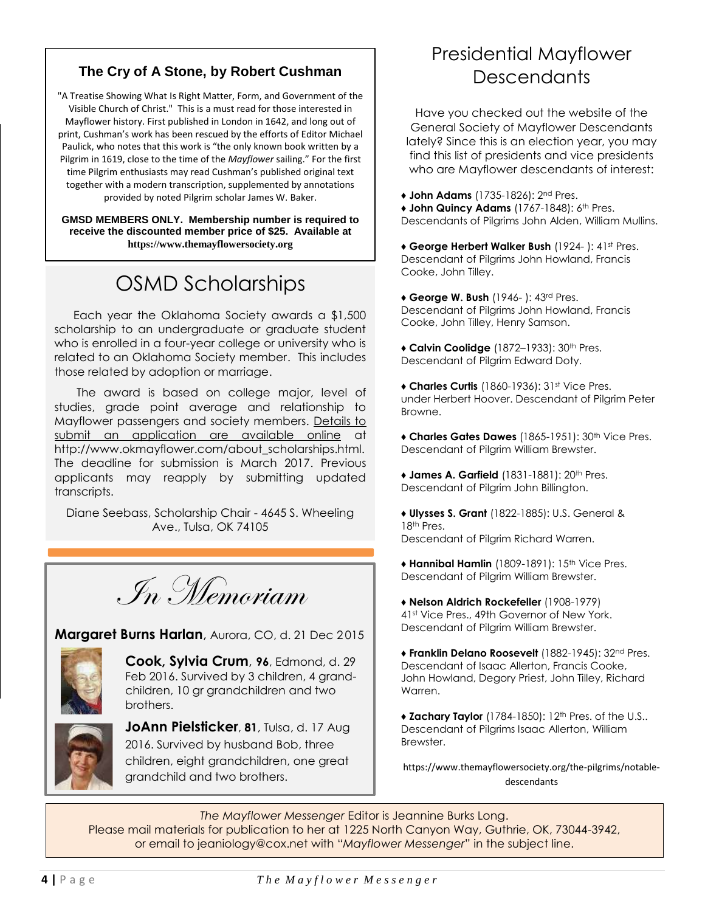## The Cry of A Stone, by Robert Cushman

"A Treatise Showing What Is Right Matter, Form, and Government of the Visible Church of Christ." This is a must read for those interested in Mayflower history. First published in London in 1642, and long out of print, Cushman's work has been rescued by the efforts of Editor Michael Paulick, who notes that this work is "the only known book written by a Pilgrim in 1619, close to the time of the *Mayflower* sailing." For the first time Pilgrim enthusiasts may read Cushman's published original text together with a modern transcription, supplemented by annotations provided by noted Pilgrim scholar James W. Baker.

**GMSD MEMBERS ONLY. Membership number is required to receive the discounted member price of $25. Available at https://www.themayflowersociety.org**

# OSMD Scholarships

Each year the Oklahoma Society awards a $1,500 scholarship to an undergraduate or graduate student who is enrolled in a four-year college or university who is related to an Oklahoma Society member. This includes those related by adoption or marriage.

The award is based on college major, level of studies, grade point average and relationship to Mayflower passengers and society members. Details to submit an application are available online at http://www.okmayflower.com/about_scholarships.html. The deadline for submission is March 2017. Previous applicants may reapply by submitting updated transcripts.

Diane Seebass, Scholarship Chair - 4645 S. Wheeling Ave., Tulsa, OK 74105

# *In Memoriam*

**Margaret Burns Harlan**, Aurora, CO, d. 21 Dec 2015

**Cook, Sylvia Crum**, **96**, Edmond, d. 29 Feb 2016. Survived by 3 children, 4 grand-children, 10 gr grandchildren and two brothers.

**JoAnn Pielsticker**, **81**, Tulsa, d. 17 Aug 2016. Survived by husband Bob, three children, eight grandchildren, one great grandchild and two brothers.

# Presidential Mayflower Descendants

Have you checked out the website of the General Society of Mayflower Descendants lately? Since this is an election year, you may find this list of presidents and vice presidents who are Mayflower descendants of interest:

♦ **John Adams** (1735-1826): 2nd Pres.
♦ **John Quincy Adams** (1767-1848): 6th Pres.
Descendants of Pilgrims John Alden, William Mullins.

♦ **George Herbert Walker Bush** (1924- ): 41st Pres.
Descendant of Pilgrims John Howland, Francis Cooke, John Tilley.

♦ **George W. Bush** (1946- ): 43rd Pres.
Descendant of Pilgrims John Howland, Francis Cooke, John Tilley, Henry Samson.

♦ **Calvin Coolidge** (1872–1933): 30th Pres.
Descendant of Pilgrim Edward Doty.

♦ **Charles Curtis** (1860-1936): 31st Vice Pres. under Herbert Hoover. Descendant of Pilgrim Peter Browne.

♦ **Charles Gates Dawes** (1865-1951): 30th Vice Pres.
Descendant of Pilgrim William Brewster.

♦ **James A. Garfield** (1831-1881): 20th Pres.
Descendant of Pilgrim John Billington.

♦ **Ulysses S. Grant** (1822-1885): U.S. General & 18th Pres.
Descendant of Pilgrim Richard Warren.

♦ **Hannibal Hamlin** (1809-1891): 15th Vice Pres.
Descendant of Pilgrim William Brewster.

♦ **Nelson Aldrich Rockefeller** (1908-1979)
41st Vice Pres., 49th Governor of New York.
Descendant of Pilgrim William Brewster.

♦ **Franklin Delano Roosevelt** (1882-1945): 32nd Pres.
Descendant of Isaac Allerton, Francis Cooke, John Howland, Degory Priest, John Tilley, Richard Warren.

♦ **Zachary Taylor** (1784-1850): 12th Pres. of the U.S..
Descendant of Pilgrims Isaac Allerton, William Brewster.

https://www.themayflowersociety.org/the-pilgrims/notable-descendants

*The Mayflower Messenger* Editor is Jeannine Burks Long.
Please mail materials for publication to her at 1225 North Canyon Way, Guthrie, OK, 73044-3942, or email to jeaniology@cox.net with "*Mayflower Messenger*" in the subject line.